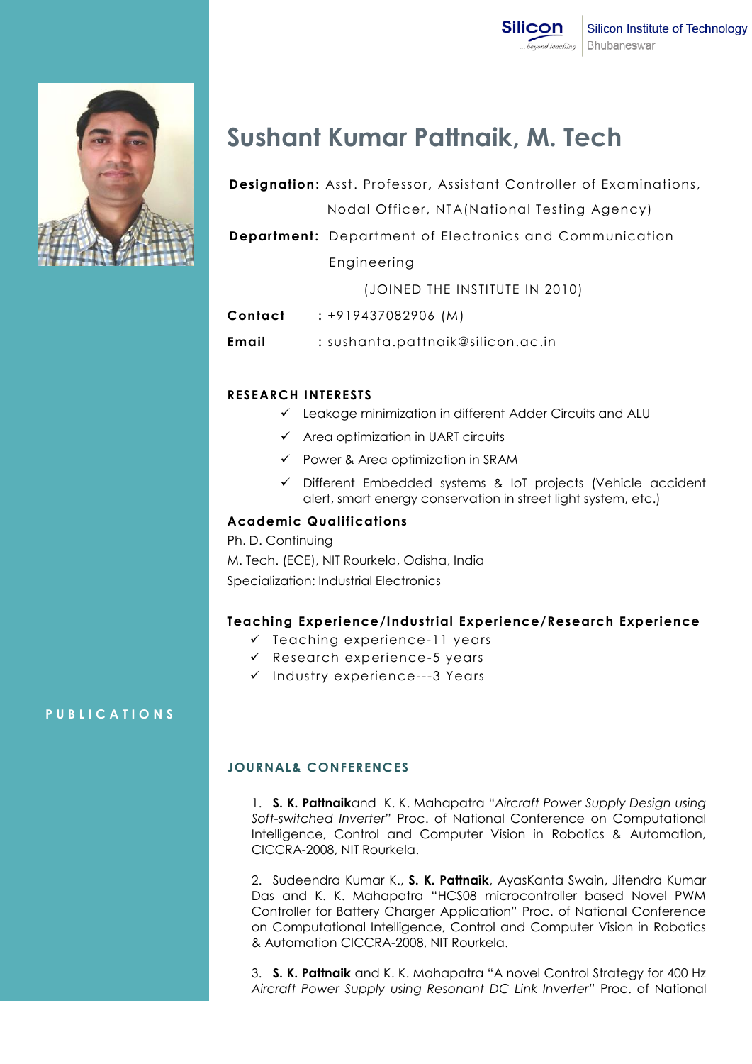Silicon Institute of Technology
Bhubaneswar

# Sushant Kumar Pattnaik, M. Tech

**Designation:** Asst. Professor**,** Assistant Controller of Examinations, Nodal Officer, NTA(National Testing Agency)

**Department:** Department of Electronics and Communication Engineering

(JOINED THE INSTITUTE IN 2010)

**Contact** : +919437082906 (M)

**Email** : sushanta.pattnaik@silicon.ac.in

## RESEARCH INTERESTS

- ✓ Leakage minimization in different Adder Circuits and ALU
- ✓ Area optimization in UART circuits
- ✓ Power & Area optimization in SRAM
- ✓ Different Embedded systems & IoT projects (Vehicle accident alert, smart energy conservation in street light system, etc.)

## Academic Qualifications

Ph. D. Continuing

M. Tech. (ECE), NIT Rourkela, Odisha, India

Specialization: Industrial Electronics

## Teaching Experience/Industrial Experience/Research Experience

- ✓ Teaching experience-11 years
- ✓ Research experience-5 years
- ✓ Industry experience---3 Years

## PUBLICATIONS

### JOURNAL& CONFERENCES

1. **S. K. Pattnaik**and K. K. Mahapatra "*Aircraft Power Supply Design using Soft-switched Inverter*" Proc. of National Conference on Computational Intelligence, Control and Computer Vision in Robotics & Automation, CICCRA-2008, NIT Rourkela.

2. Sudeendra Kumar K., **S. K. Pattnaik**, AyasKanta Swain, Jitendra Kumar Das and K. K. Mahapatra "HCS08 microcontroller based Novel PWM Controller for Battery Charger Application" Proc. of National Conference on Computational Intelligence, Control and Computer Vision in Robotics & Automation CICCRA-2008, NIT Rourkela.

3. **S. K. Pattnaik** and K. K. Mahapatra "A novel Control Strategy for 400 Hz *Aircraft Power Supply using Resonant DC Link Inverter*" Proc. of National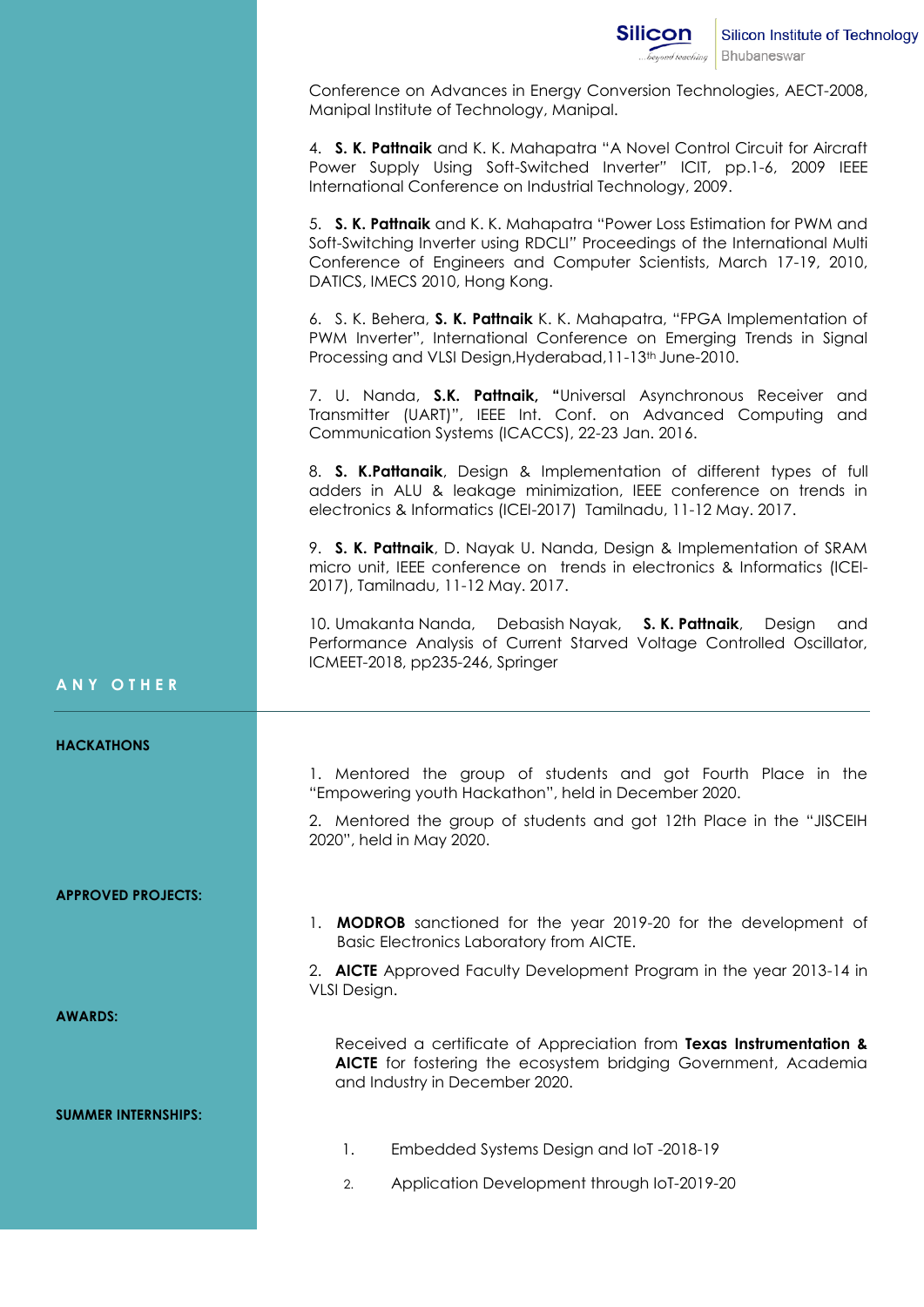Conference on Advances in Energy Conversion Technologies, AECT-2008, Manipal Institute of Technology, Manipal.

4. **S. K. Pattnaik** and K. K. Mahapatra "A Novel Control Circuit for Aircraft Power Supply Using Soft-Switched Inverter" ICIT, pp.1-6, 2009 IEEE International Conference on Industrial Technology, 2009.

5. **S. K. Pattnaik** and K. K. Mahapatra "Power Loss Estimation for PWM and Soft-Switching Inverter using RDCLI" Proceedings of the International Multi Conference of Engineers and Computer Scientists, March 17-19, 2010, DATICS, IMECS 2010, Hong Kong.

6. S. K. Behera, **S. K. Pattnaik** K. K. Mahapatra, "FPGA Implementation of PWM Inverter", International Conference on Emerging Trends in Signal Processing and VLSI Design,Hyderabad,11-13th June-2010.

7. U. Nanda, **S.K. Pattnaik, "**Universal Asynchronous Receiver and Transmitter (UART)", IEEE Int. Conf. on Advanced Computing and Communication Systems (ICACCS), 22-23 Jan. 2016.

8. **S. K.Pattanaik**, Design & Implementation of different types of full adders in ALU & leakage minimization, IEEE conference on trends in electronics & Informatics (ICEI-2017) Tamilnadu, 11-12 May. 2017.

9. **S. K. Pattnaik**, D. Nayak U. Nanda, Design & Implementation of SRAM micro unit, IEEE conference on trends in electronics & Informatics (ICEI-2017), Tamilnadu, 11-12 May. 2017.

10. Umakanta Nanda, Debasish Nayak, **S. K. Pattnaik**, Design and Performance Analysis of Current Starved Voltage Controlled Oscillator, ICMEET-2018, pp235-246, Springer

## ANY OTHER

### HACKATHONS

1. Mentored the group of students and got Fourth Place in the "Empowering youth Hackathon", held in December 2020.
2. Mentored the group of students and got 12th Place in the "JISCEIH 2020", held in May 2020.

### APPROVED PROJECTS:

1. **MODROB** sanctioned for the year 2019-20 for the development of Basic Electronics Laboratory from AICTE.
2. **AICTE** Approved Faculty Development Program in the year 2013-14 in VLSI Design.

### AWARDS:

Received a certificate of Appreciation from **Texas Instrumentation & AICTE** for fostering the ecosystem bridging Government, Academia and Industry in December 2020.

### SUMMER INTERNSHIPS:

1. Embedded Systems Design and IoT -2018-19
2. Application Development through IoT-2019-20